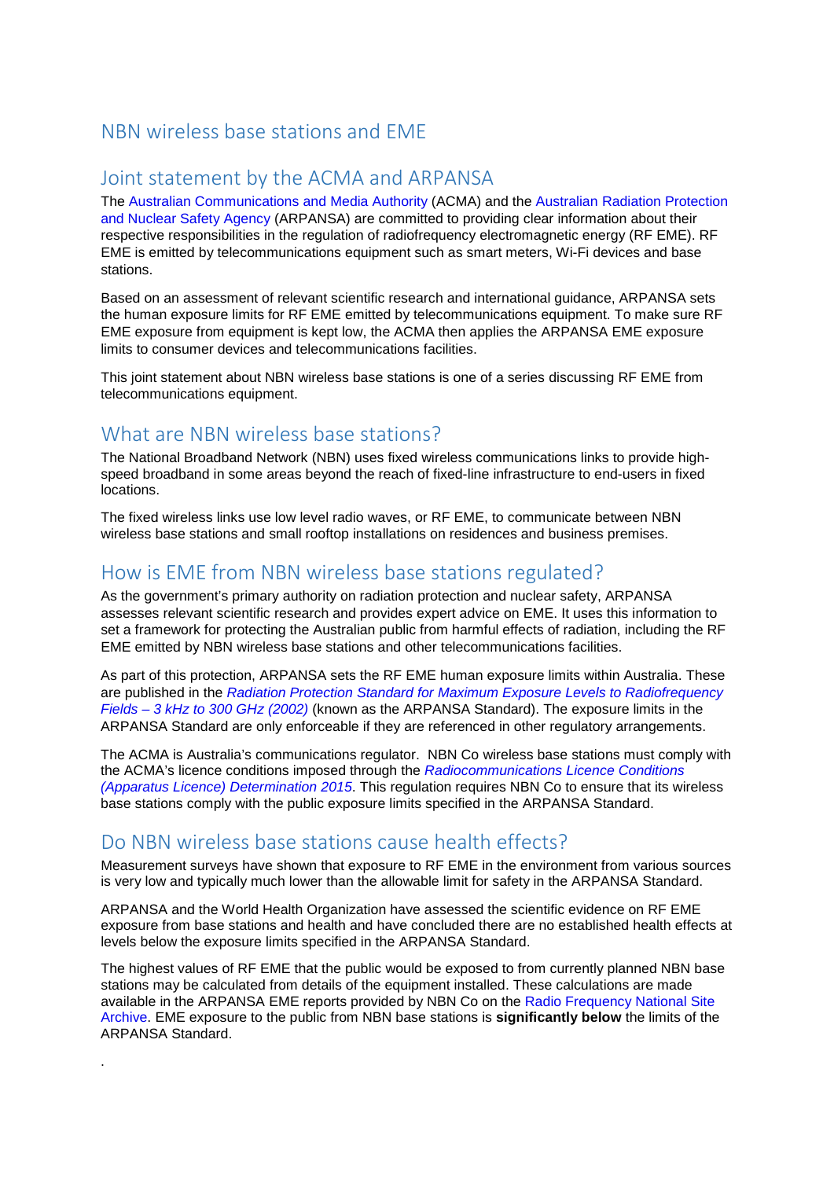# NBN wireless base stations and EME

## Joint statement by the ACMA and ARPANSA

The Australian Communications and Media Authority (ACMA) and the Australian Radiation Protection and Nuclear Safety Agency (ARPANSA) are committed to providing clear information about their respective responsibilities in the regulation of radiofrequency electromagnetic energy (RF EME). RF EME is emitted by telecommunications equipment such as smart meters, Wi-Fi devices and base stations.

Based on an assessment of relevant scientific research and international guidance, ARPANSA sets the human exposure limits for RF EME emitted by telecommunications equipment. To make sure RF EME exposure from equipment is kept low, the ACMA then applies the ARPANSA EME exposure limits to consumer devices and telecommunications facilities.

This joint statement about NBN wireless base stations is one of a series discussing RF EME from telecommunications equipment.

## What are NBN wireless base stations?

The National Broadband Network (NBN) uses fixed wireless communications links to provide high-speed broadband in some areas beyond the reach of fixed-line infrastructure to end-users in fixed locations.

The fixed wireless links use low level radio waves, or RF EME, to communicate between NBN wireless base stations and small rooftop installations on residences and business premises.

## How is EME from NBN wireless base stations regulated?

As the government's primary authority on radiation protection and nuclear safety, ARPANSA assesses relevant scientific research and provides expert advice on EME. It uses this information to set a framework for protecting the Australian public from harmful effects of radiation, including the RF EME emitted by NBN wireless base stations and other telecommunications facilities.

As part of this protection, ARPANSA sets the RF EME human exposure limits within Australia. These are published in the *Radiation Protection Standard for Maximum Exposure Levels to Radiofrequency Fields – 3 kHz to 300 GHz (2002)* (known as the ARPANSA Standard). The exposure limits in the ARPANSA Standard are only enforceable if they are referenced in other regulatory arrangements.

The ACMA is Australia's communications regulator. NBN Co wireless base stations must comply with the ACMA's licence conditions imposed through the *Radiocommunications Licence Conditions (Apparatus Licence) Determination 2015*. This regulation requires NBN Co to ensure that its wireless base stations comply with the public exposure limits specified in the ARPANSA Standard.

## Do NBN wireless base stations cause health effects?

Measurement surveys have shown that exposure to RF EME in the environment from various sources is very low and typically much lower than the allowable limit for safety in the ARPANSA Standard.

ARPANSA and the World Health Organization have assessed the scientific evidence on RF EME exposure from base stations and health and have concluded there are no established health effects at levels below the exposure limits specified in the ARPANSA Standard.

The highest values of RF EME that the public would be exposed to from currently planned NBN base stations may be calculated from details of the equipment installed. These calculations are made available in the ARPANSA EME reports provided by NBN Co on the Radio Frequency National Site Archive. EME exposure to the public from NBN base stations is **significantly below** the limits of the ARPANSA Standard.

.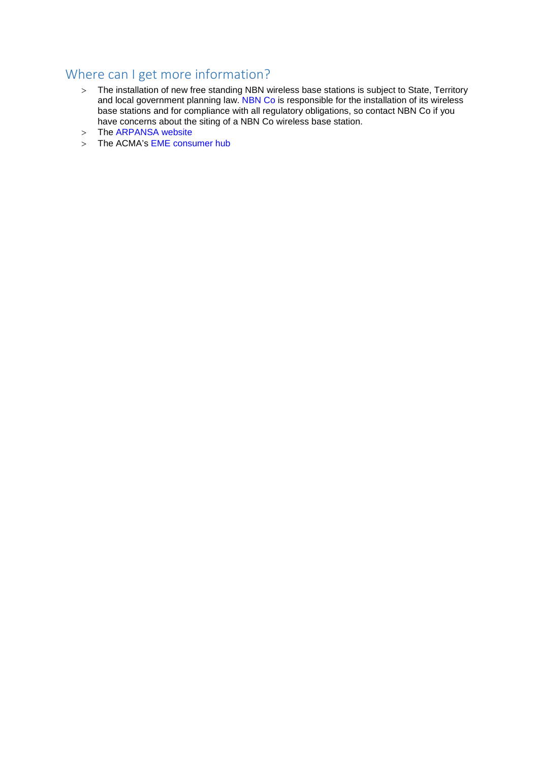## Where can I get more information?

- The installation of new free standing NBN wireless base stations is subject to State, Territory and local government planning law. NBN Co is responsible for the installation of its wireless base stations and for compliance with all regulatory obligations, so contact NBN Co if you have concerns about the siting of a NBN Co wireless base station.
- The ARPANSA website
- The ACMA's EME consumer hub